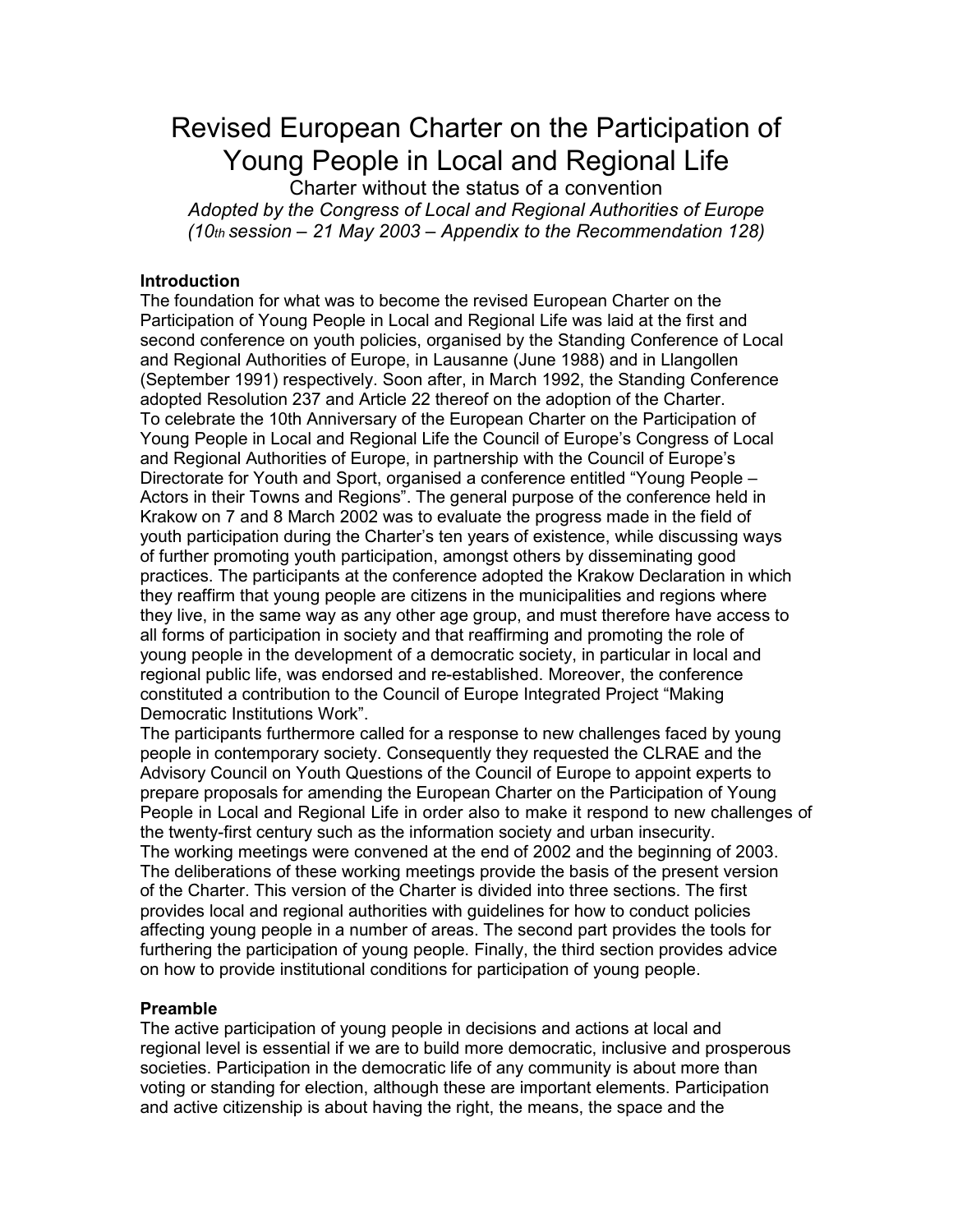# Revised European Charter on the Participation of Young People in Local and Regional Life

Charter without the status of a convention

*Adopted by the Congress of Local and Regional Authorities of Europe (10th session – 21 May 2003 – Appendix to the Recommendation 128)*

## Introduction

The foundation for what was to become the revised European Charter on the Participation of Young People in Local and Regional Life was laid at the first and second conference on youth policies, organised by the Standing Conference of Local and Regional Authorities of Europe, in Lausanne (June 1988) and in Llangollen (September 1991) respectively. Soon after, in March 1992, the Standing Conference adopted Resolution 237 and Article 22 thereof on the adoption of the Charter.
To celebrate the 10th Anniversary of the European Charter on the Participation of Young People in Local and Regional Life the Council of Europe's Congress of Local and Regional Authorities of Europe, in partnership with the Council of Europe's Directorate for Youth and Sport, organised a conference entitled "Young People – Actors in their Towns and Regions". The general purpose of the conference held in Krakow on 7 and 8 March 2002 was to evaluate the progress made in the field of youth participation during the Charter's ten years of existence, while discussing ways of further promoting youth participation, amongst others by disseminating good practices. The participants at the conference adopted the Krakow Declaration in which they reaffirm that young people are citizens in the municipalities and regions where they live, in the same way as any other age group, and must therefore have access to all forms of participation in society and that reaffirming and promoting the role of young people in the development of a democratic society, in particular in local and regional public life, was endorsed and re-established. Moreover, the conference constituted a contribution to the Council of Europe Integrated Project "Making Democratic Institutions Work".
The participants furthermore called for a response to new challenges faced by young people in contemporary society. Consequently they requested the CLRAE and the Advisory Council on Youth Questions of the Council of Europe to appoint experts to prepare proposals for amending the European Charter on the Participation of Young People in Local and Regional Life in order also to make it respond to new challenges of the twenty-first century such as the information society and urban insecurity.
The working meetings were convened at the end of 2002 and the beginning of 2003. The deliberations of these working meetings provide the basis of the present version of the Charter. This version of the Charter is divided into three sections. The first provides local and regional authorities with guidelines for how to conduct policies affecting young people in a number of areas. The second part provides the tools for furthering the participation of young people. Finally, the third section provides advice on how to provide institutional conditions for participation of young people.

## Preamble

The active participation of young people in decisions and actions at local and regional level is essential if we are to build more democratic, inclusive and prosperous societies. Participation in the democratic life of any community is about more than voting or standing for election, although these are important elements. Participation and active citizenship is about having the right, the means, the space and the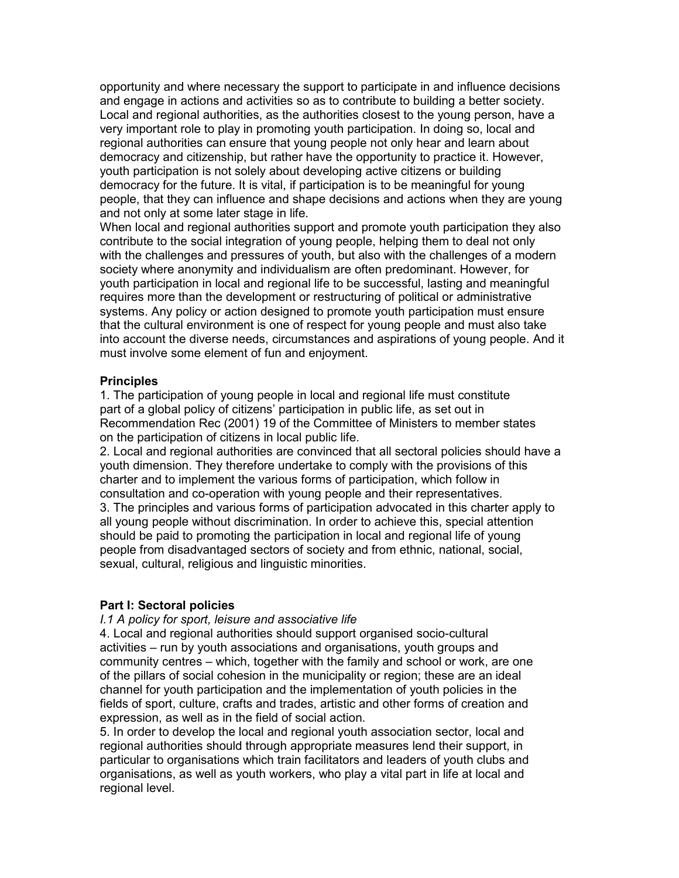opportunity and where necessary the support to participate in and influence decisions and engage in actions and activities so as to contribute to building a better society. Local and regional authorities, as the authorities closest to the young person, have a very important role to play in promoting youth participation. In doing so, local and regional authorities can ensure that young people not only hear and learn about democracy and citizenship, but rather have the opportunity to practice it. However, youth participation is not solely about developing active citizens or building democracy for the future. It is vital, if participation is to be meaningful for young people, that they can influence and shape decisions and actions when they are young and not only at some later stage in life.

When local and regional authorities support and promote youth participation they also contribute to the social integration of young people, helping them to deal not only with the challenges and pressures of youth, but also with the challenges of a modern society where anonymity and individualism are often predominant. However, for youth participation in local and regional life to be successful, lasting and meaningful requires more than the development or restructuring of political or administrative systems. Any policy or action designed to promote youth participation must ensure that the cultural environment is one of respect for young people and must also take into account the diverse needs, circumstances and aspirations of young people. And it must involve some element of fun and enjoyment.

**Principles**

1. The participation of young people in local and regional life must constitute part of a global policy of citizens' participation in public life, as set out in Recommendation Rec (2001) 19 of the Committee of Ministers to member states on the participation of citizens in local public life.
2. Local and regional authorities are convinced that all sectoral policies should have a youth dimension. They therefore undertake to comply with the provisions of this charter and to implement the various forms of participation, which follow in consultation and co-operation with young people and their representatives.
3. The principles and various forms of participation advocated in this charter apply to all young people without discrimination. In order to achieve this, special attention should be paid to promoting the participation in local and regional life of young people from disadvantaged sectors of society and from ethnic, national, social, sexual, cultural, religious and linguistic minorities.

**Part I: Sectoral policies**

*I.1 A policy for sport, leisure and associative life*

4. Local and regional authorities should support organised socio-cultural activities – run by youth associations and organisations, youth groups and community centres – which, together with the family and school or work, are one of the pillars of social cohesion in the municipality or region; these are an ideal channel for youth participation and the implementation of youth policies in the fields of sport, culture, crafts and trades, artistic and other forms of creation and expression, as well as in the field of social action.
5. In order to develop the local and regional youth association sector, local and regional authorities should through appropriate measures lend their support, in particular to organisations which train facilitators and leaders of youth clubs and organisations, as well as youth workers, who play a vital part in life at local and regional level.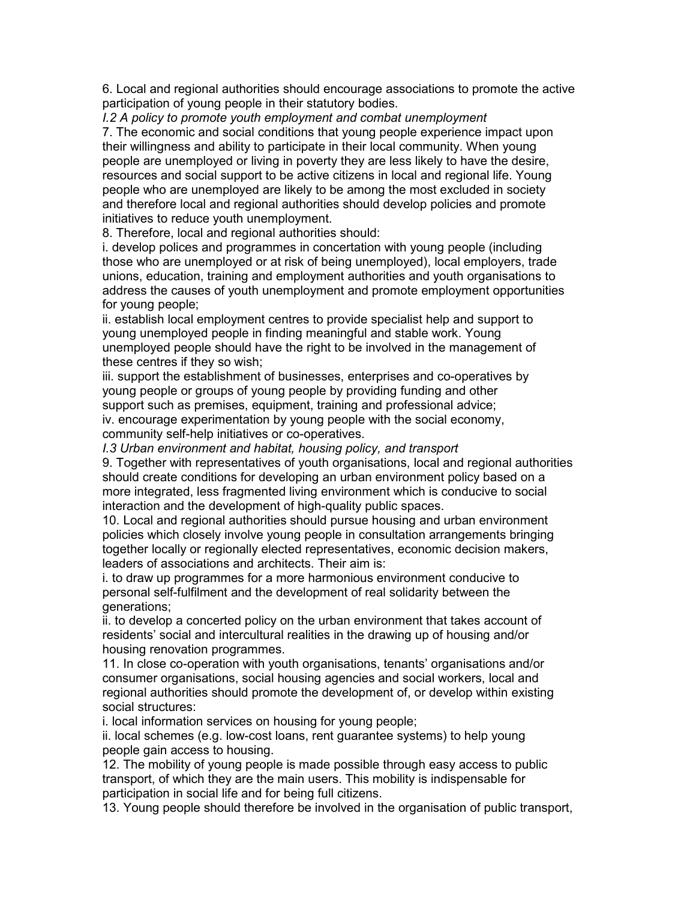6. Local and regional authorities should encourage associations to promote the active participation of young people in their statutory bodies.

*I.2 A policy to promote youth employment and combat unemployment*

7. The economic and social conditions that young people experience impact upon their willingness and ability to participate in their local community. When young people are unemployed or living in poverty they are less likely to have the desire, resources and social support to be active citizens in local and regional life. Young people who are unemployed are likely to be among the most excluded in society and therefore local and regional authorities should develop policies and promote initiatives to reduce youth unemployment.

8. Therefore, local and regional authorities should:

i. develop polices and programmes in concertation with young people (including those who are unemployed or at risk of being unemployed), local employers, trade unions, education, training and employment authorities and youth organisations to address the causes of youth unemployment and promote employment opportunities for young people;

ii. establish local employment centres to provide specialist help and support to young unemployed people in finding meaningful and stable work. Young unemployed people should have the right to be involved in the management of these centres if they so wish;

iii. support the establishment of businesses, enterprises and co-operatives by young people or groups of young people by providing funding and other support such as premises, equipment, training and professional advice;

iv. encourage experimentation by young people with the social economy, community self-help initiatives or co-operatives.

*I.3 Urban environment and habitat, housing policy, and transport*

9. Together with representatives of youth organisations, local and regional authorities should create conditions for developing an urban environment policy based on a more integrated, less fragmented living environment which is conducive to social interaction and the development of high-quality public spaces.

10. Local and regional authorities should pursue housing and urban environment policies which closely involve young people in consultation arrangements bringing together locally or regionally elected representatives, economic decision makers, leaders of associations and architects. Their aim is:

i. to draw up programmes for a more harmonious environment conducive to personal self-fulfilment and the development of real solidarity between the generations;

ii. to develop a concerted policy on the urban environment that takes account of residents' social and intercultural realities in the drawing up of housing and/or housing renovation programmes.

11. In close co-operation with youth organisations, tenants' organisations and/or consumer organisations, social housing agencies and social workers, local and regional authorities should promote the development of, or develop within existing social structures:

i. local information services on housing for young people;

ii. local schemes (e.g. low-cost loans, rent guarantee systems) to help young people gain access to housing.

12. The mobility of young people is made possible through easy access to public transport, of which they are the main users. This mobility is indispensable for participation in social life and for being full citizens.

13. Young people should therefore be involved in the organisation of public transport,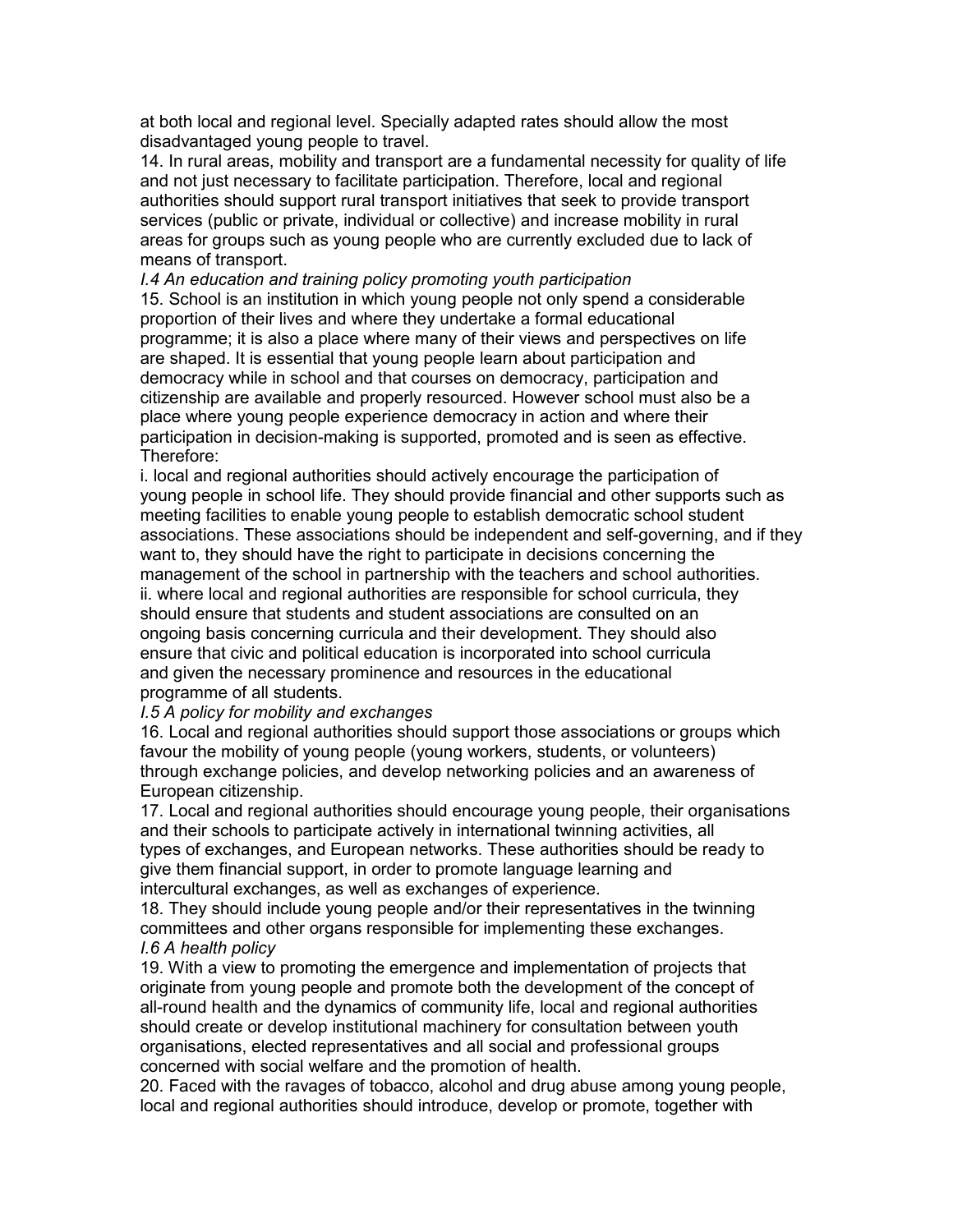at both local and regional level. Specially adapted rates should allow the most disadvantaged young people to travel.

14. In rural areas, mobility and transport are a fundamental necessity for quality of life and not just necessary to facilitate participation. Therefore, local and regional authorities should support rural transport initiatives that seek to provide transport services (public or private, individual or collective) and increase mobility in rural areas for groups such as young people who are currently excluded due to lack of means of transport.

*I.4 An education and training policy promoting youth participation*

15. School is an institution in which young people not only spend a considerable proportion of their lives and where they undertake a formal educational programme; it is also a place where many of their views and perspectives on life are shaped. It is essential that young people learn about participation and democracy while in school and that courses on democracy, participation and citizenship are available and properly resourced. However school must also be a place where young people experience democracy in action and where their participation in decision-making is supported, promoted and is seen as effective. Therefore:

i. local and regional authorities should actively encourage the participation of young people in school life. They should provide financial and other supports such as meeting facilities to enable young people to establish democratic school student associations. These associations should be independent and self-governing, and if they want to, they should have the right to participate in decisions concerning the management of the school in partnership with the teachers and school authorities.

ii. where local and regional authorities are responsible for school curricula, they should ensure that students and student associations are consulted on an ongoing basis concerning curricula and their development. They should also ensure that civic and political education is incorporated into school curricula and given the necessary prominence and resources in the educational programme of all students.

*I.5 A policy for mobility and exchanges*

16. Local and regional authorities should support those associations or groups which favour the mobility of young people (young workers, students, or volunteers) through exchange policies, and develop networking policies and an awareness of European citizenship.

17. Local and regional authorities should encourage young people, their organisations and their schools to participate actively in international twinning activities, all types of exchanges, and European networks. These authorities should be ready to give them financial support, in order to promote language learning and intercultural exchanges, as well as exchanges of experience.

18. They should include young people and/or their representatives in the twinning committees and other organs responsible for implementing these exchanges.

*I.6 A health policy*

19. With a view to promoting the emergence and implementation of projects that originate from young people and promote both the development of the concept of all-round health and the dynamics of community life, local and regional authorities should create or develop institutional machinery for consultation between youth organisations, elected representatives and all social and professional groups concerned with social welfare and the promotion of health.

20. Faced with the ravages of tobacco, alcohol and drug abuse among young people, local and regional authorities should introduce, develop or promote, together with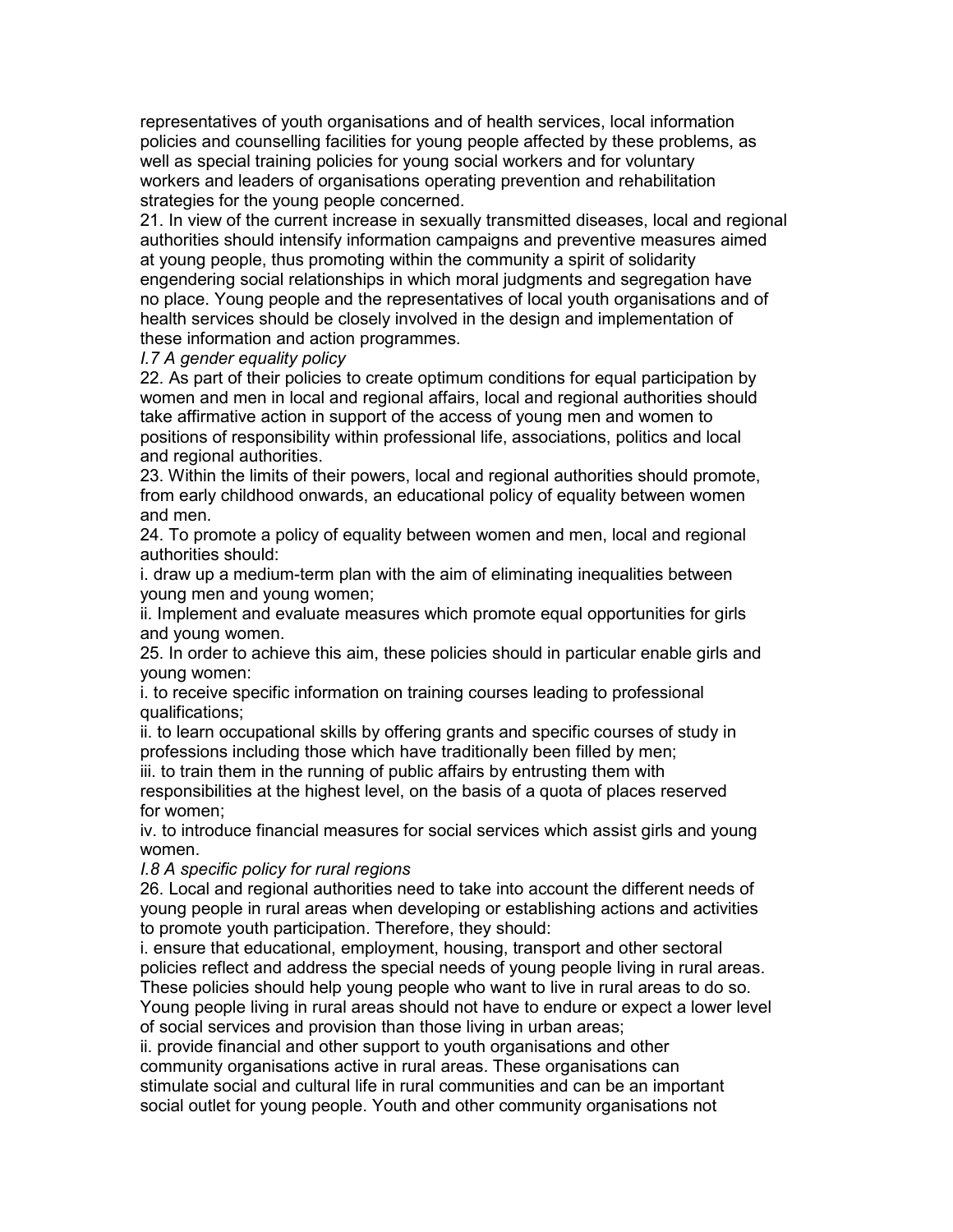representatives of youth organisations and of health services, local information policies and counselling facilities for young people affected by these problems, as well as special training policies for young social workers and for voluntary workers and leaders of organisations operating prevention and rehabilitation strategies for the young people concerned.

21. In view of the current increase in sexually transmitted diseases, local and regional authorities should intensify information campaigns and preventive measures aimed at young people, thus promoting within the community a spirit of solidarity engendering social relationships in which moral judgments and segregation have no place. Young people and the representatives of local youth organisations and of health services should be closely involved in the design and implementation of these information and action programmes.

*I.7 A gender equality policy*

22. As part of their policies to create optimum conditions for equal participation by women and men in local and regional affairs, local and regional authorities should take affirmative action in support of the access of young men and women to positions of responsibility within professional life, associations, politics and local and regional authorities.

23. Within the limits of their powers, local and regional authorities should promote, from early childhood onwards, an educational policy of equality between women and men.

24. To promote a policy of equality between women and men, local and regional authorities should:

i. draw up a medium-term plan with the aim of eliminating inequalities between young men and young women;

ii. Implement and evaluate measures which promote equal opportunities for girls and young women.

25. In order to achieve this aim, these policies should in particular enable girls and young women:

i. to receive specific information on training courses leading to professional qualifications;

ii. to learn occupational skills by offering grants and specific courses of study in professions including those which have traditionally been filled by men;

iii. to train them in the running of public affairs by entrusting them with responsibilities at the highest level, on the basis of a quota of places reserved for women;

iv. to introduce financial measures for social services which assist girls and young women.

*I.8 A specific policy for rural regions*

26. Local and regional authorities need to take into account the different needs of young people in rural areas when developing or establishing actions and activities to promote youth participation. Therefore, they should:

i. ensure that educational, employment, housing, transport and other sectoral policies reflect and address the special needs of young people living in rural areas. These policies should help young people who want to live in rural areas to do so. Young people living in rural areas should not have to endure or expect a lower level of social services and provision than those living in urban areas;

ii. provide financial and other support to youth organisations and other community organisations active in rural areas. These organisations can stimulate social and cultural life in rural communities and can be an important social outlet for young people. Youth and other community organisations not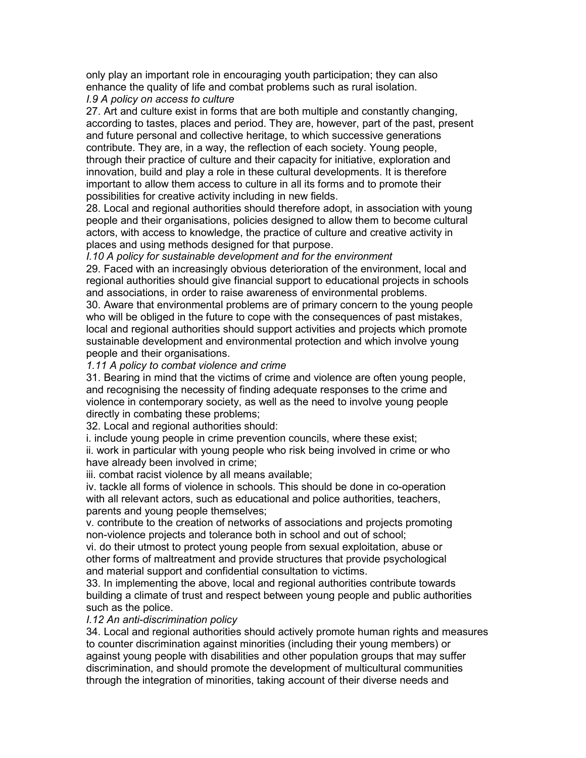only play an important role in encouraging youth participation; they can also enhance the quality of life and combat problems such as rural isolation.

*I.9 A policy on access to culture*

27. Art and culture exist in forms that are both multiple and constantly changing, according to tastes, places and period. They are, however, part of the past, present and future personal and collective heritage, to which successive generations contribute. They are, in a way, the reflection of each society. Young people, through their practice of culture and their capacity for initiative, exploration and innovation, build and play a role in these cultural developments. It is therefore important to allow them access to culture in all its forms and to promote their possibilities for creative activity including in new fields.

28. Local and regional authorities should therefore adopt, in association with young people and their organisations, policies designed to allow them to become cultural actors, with access to knowledge, the practice of culture and creative activity in places and using methods designed for that purpose.

*I.10 A policy for sustainable development and for the environment*

29. Faced with an increasingly obvious deterioration of the environment, local and regional authorities should give financial support to educational projects in schools and associations, in order to raise awareness of environmental problems.

30. Aware that environmental problems are of primary concern to the young people who will be obliged in the future to cope with the consequences of past mistakes, local and regional authorities should support activities and projects which promote sustainable development and environmental protection and which involve young people and their organisations.

*1.11 A policy to combat violence and crime*

31. Bearing in mind that the victims of crime and violence are often young people, and recognising the necessity of finding adequate responses to the crime and violence in contemporary society, as well as the need to involve young people directly in combating these problems;

32. Local and regional authorities should:

i. include young people in crime prevention councils, where these exist;

ii. work in particular with young people who risk being involved in crime or who have already been involved in crime;

iii. combat racist violence by all means available;

iv. tackle all forms of violence in schools. This should be done in co-operation with all relevant actors, such as educational and police authorities, teachers, parents and young people themselves;

v. contribute to the creation of networks of associations and projects promoting non-violence projects and tolerance both in school and out of school;

vi. do their utmost to protect young people from sexual exploitation, abuse or other forms of maltreatment and provide structures that provide psychological and material support and confidential consultation to victims.

33. In implementing the above, local and regional authorities contribute towards building a climate of trust and respect between young people and public authorities such as the police.

*I.12 An anti-discrimination policy*

34. Local and regional authorities should actively promote human rights and measures to counter discrimination against minorities (including their young members) or against young people with disabilities and other population groups that may suffer discrimination, and should promote the development of multicultural communities through the integration of minorities, taking account of their diverse needs and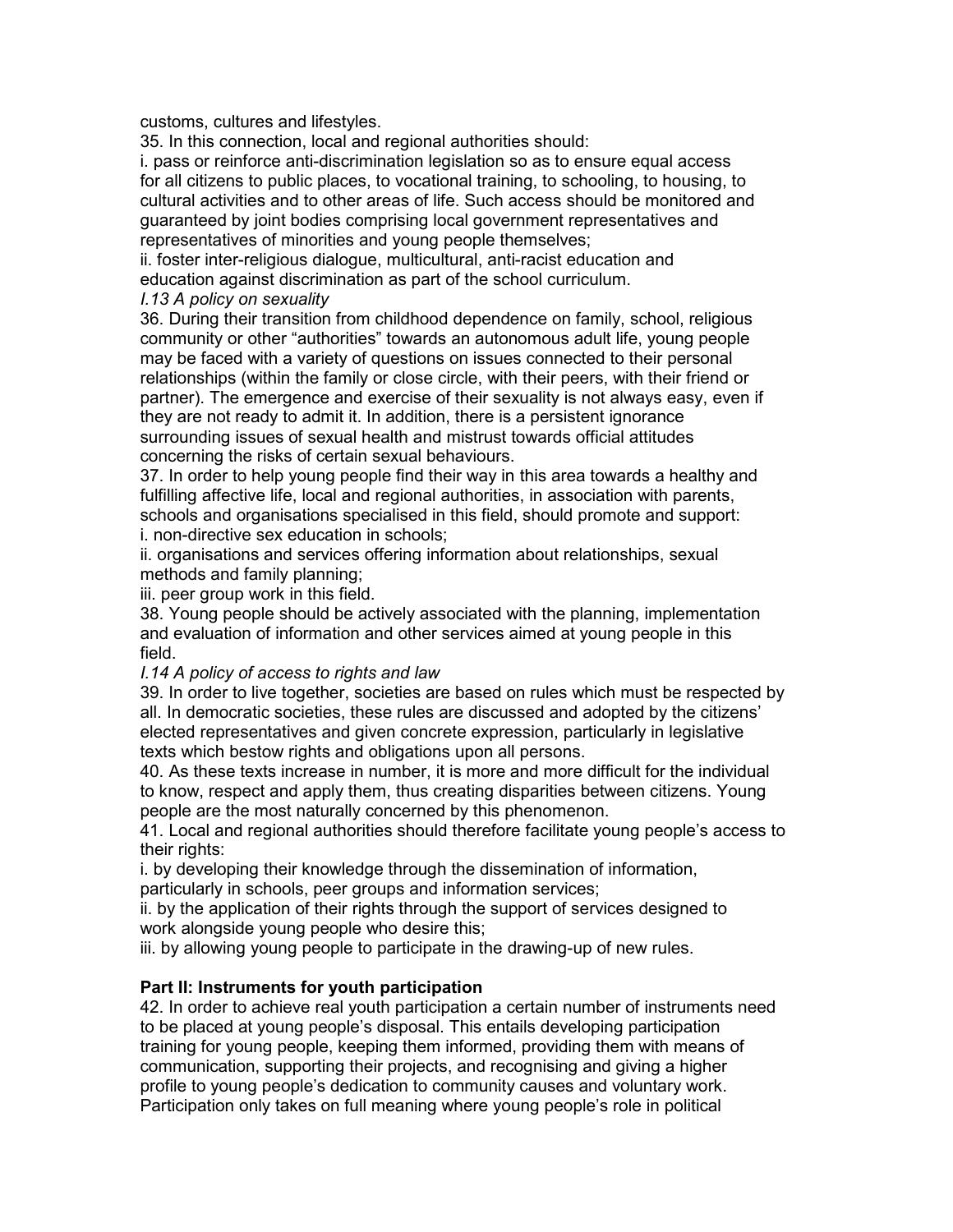customs, cultures and lifestyles.

35. In this connection, local and regional authorities should:

i. pass or reinforce anti-discrimination legislation so as to ensure equal access for all citizens to public places, to vocational training, to schooling, to housing, to cultural activities and to other areas of life. Such access should be monitored and guaranteed by joint bodies comprising local government representatives and representatives of minorities and young people themselves;

ii. foster inter-religious dialogue, multicultural, anti-racist education and education against discrimination as part of the school curriculum.

*I.13 A policy on sexuality*

36. During their transition from childhood dependence on family, school, religious community or other “authorities” towards an autonomous adult life, young people may be faced with a variety of questions on issues connected to their personal relationships (within the family or close circle, with their peers, with their friend or partner). The emergence and exercise of their sexuality is not always easy, even if they are not ready to admit it. In addition, there is a persistent ignorance surrounding issues of sexual health and mistrust towards official attitudes concerning the risks of certain sexual behaviours.

37. In order to help young people find their way in this area towards a healthy and fulfilling affective life, local and regional authorities, in association with parents, schools and organisations specialised in this field, should promote and support:

i. non-directive sex education in schools;

ii. organisations and services offering information about relationships, sexual methods and family planning;

iii. peer group work in this field.

38. Young people should be actively associated with the planning, implementation and evaluation of information and other services aimed at young people in this field.

*I.14 A policy of access to rights and law*

39. In order to live together, societies are based on rules which must be respected by all. In democratic societies, these rules are discussed and adopted by the citizens’ elected representatives and given concrete expression, particularly in legislative texts which bestow rights and obligations upon all persons.

40. As these texts increase in number, it is more and more difficult for the individual to know, respect and apply them, thus creating disparities between citizens. Young people are the most naturally concerned by this phenomenon.

41. Local and regional authorities should therefore facilitate young people’s access to their rights:

i. by developing their knowledge through the dissemination of information, particularly in schools, peer groups and information services;

ii. by the application of their rights through the support of services designed to work alongside young people who desire this;

iii. by allowing young people to participate in the drawing-up of new rules.

## Part II: Instruments for youth participation

42. In order to achieve real youth participation a certain number of instruments need to be placed at young people’s disposal. This entails developing participation training for young people, keeping them informed, providing them with means of communication, supporting their projects, and recognising and giving a higher profile to young people’s dedication to community causes and voluntary work. Participation only takes on full meaning where young people’s role in political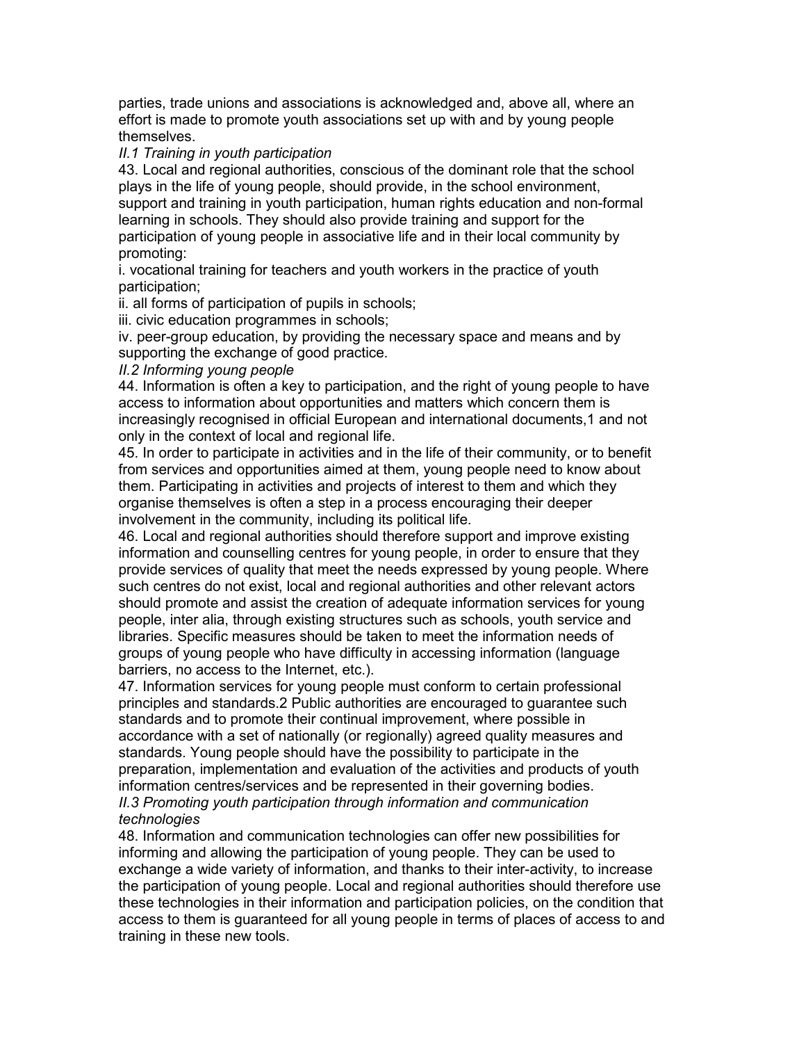parties, trade unions and associations is acknowledged and, above all, where an effort is made to promote youth associations set up with and by young people themselves.

*II.1 Training in youth participation*

43. Local and regional authorities, conscious of the dominant role that the school plays in the life of young people, should provide, in the school environment, support and training in youth participation, human rights education and non-formal learning in schools. They should also provide training and support for the participation of young people in associative life and in their local community by promoting:

i. vocational training for teachers and youth workers in the practice of youth participation;

ii. all forms of participation of pupils in schools;

iii. civic education programmes in schools;

iv. peer-group education, by providing the necessary space and means and by supporting the exchange of good practice.

*II.2 Informing young people*

44. Information is often a key to participation, and the right of young people to have access to information about opportunities and matters which concern them is increasingly recognised in official European and international documents,[1] and not only in the context of local and regional life.

45. In order to participate in activities and in the life of their community, or to benefit from services and opportunities aimed at them, young people need to know about them. Participating in activities and projects of interest to them and which they organise themselves is often a step in a process encouraging their deeper involvement in the community, including its political life.

46. Local and regional authorities should therefore support and improve existing information and counselling centres for young people, in order to ensure that they provide services of quality that meet the needs expressed by young people. Where such centres do not exist, local and regional authorities and other relevant actors should promote and assist the creation of adequate information services for young people, inter alia, through existing structures such as schools, youth service and libraries. Specific measures should be taken to meet the information needs of groups of young people who have difficulty in accessing information (language barriers, no access to the Internet, etc.).

47. Information services for young people must conform to certain professional principles and standards.[2] Public authorities are encouraged to guarantee such standards and to promote their continual improvement, where possible in accordance with a set of nationally (or regionally) agreed quality measures and standards. Young people should have the possibility to participate in the preparation, implementation and evaluation of the activities and products of youth information centres/services and be represented in their governing bodies.

*II.3 Promoting youth participation through information and communication technologies*

48. Information and communication technologies can offer new possibilities for informing and allowing the participation of young people. They can be used to exchange a wide variety of information, and thanks to their inter-activity, to increase the participation of young people. Local and regional authorities should therefore use these technologies in their information and participation policies, on the condition that access to them is guaranteed for all young people in terms of places of access to and training in these new tools.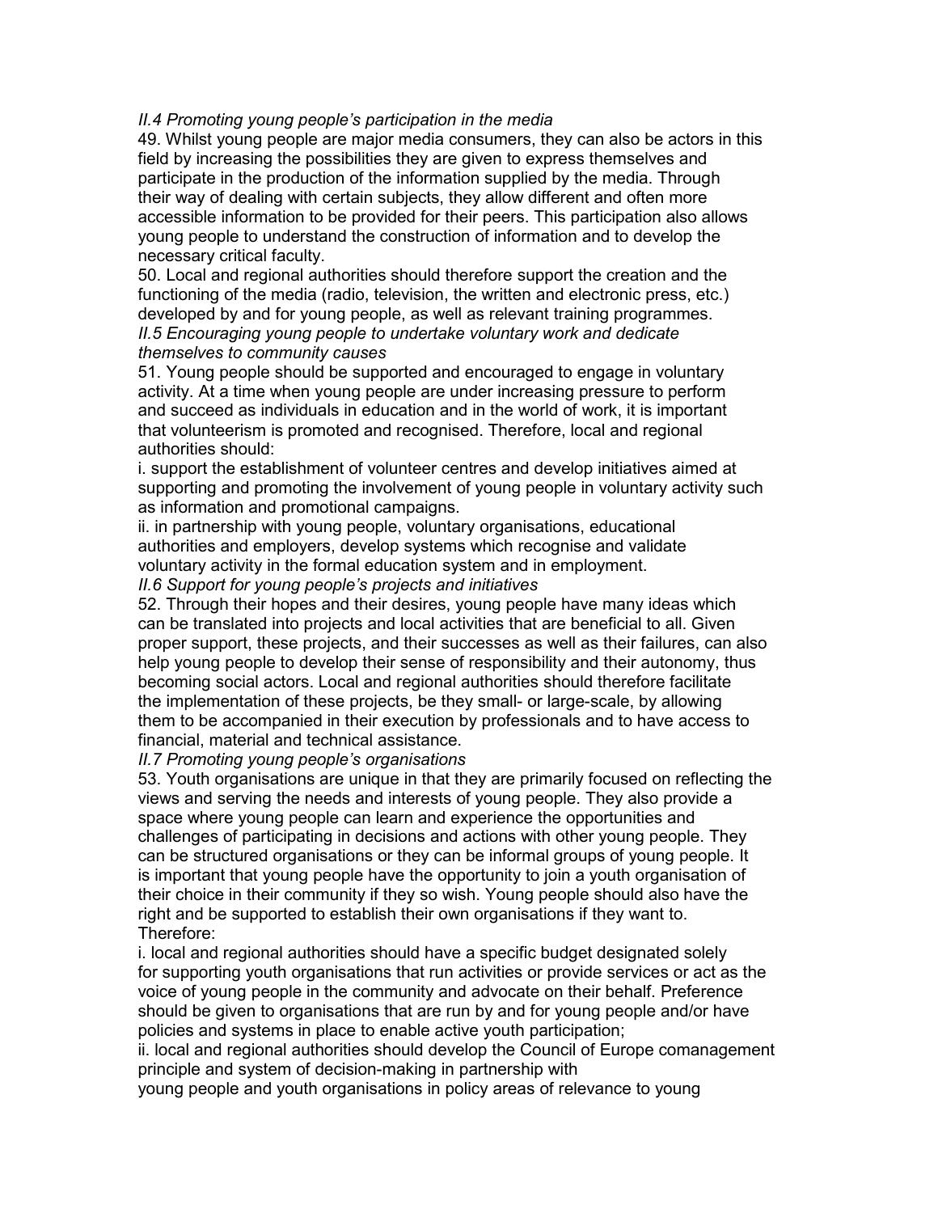*II.4 Promoting young people's participation in the media*

49. Whilst young people are major media consumers, they can also be actors in this field by increasing the possibilities they are given to express themselves and participate in the production of the information supplied by the media. Through their way of dealing with certain subjects, they allow different and often more accessible information to be provided for their peers. This participation also allows young people to understand the construction of information and to develop the necessary critical faculty.

50. Local and regional authorities should therefore support the creation and the functioning of the media (radio, television, the written and electronic press, etc.) developed by and for young people, as well as relevant training programmes.

*II.5 Encouraging young people to undertake voluntary work and dedicate themselves to community causes*

51. Young people should be supported and encouraged to engage in voluntary activity. At a time when young people are under increasing pressure to perform and succeed as individuals in education and in the world of work, it is important that volunteerism is promoted and recognised. Therefore, local and regional authorities should:

i. support the establishment of volunteer centres and develop initiatives aimed at supporting and promoting the involvement of young people in voluntary activity such as information and promotional campaigns.

ii. in partnership with young people, voluntary organisations, educational authorities and employers, develop systems which recognise and validate voluntary activity in the formal education system and in employment.

*II.6 Support for young people's projects and initiatives*

52. Through their hopes and their desires, young people have many ideas which can be translated into projects and local activities that are beneficial to all. Given proper support, these projects, and their successes as well as their failures, can also help young people to develop their sense of responsibility and their autonomy, thus becoming social actors. Local and regional authorities should therefore facilitate the implementation of these projects, be they small- or large-scale, by allowing them to be accompanied in their execution by professionals and to have access to financial, material and technical assistance.

*II.7 Promoting young people's organisations*

53. Youth organisations are unique in that they are primarily focused on reflecting the views and serving the needs and interests of young people. They also provide a space where young people can learn and experience the opportunities and challenges of participating in decisions and actions with other young people. They can be structured organisations or they can be informal groups of young people. It is important that young people have the opportunity to join a youth organisation of their choice in their community if they so wish. Young people should also have the right and be supported to establish their own organisations if they want to. Therefore:

i. local and regional authorities should have a specific budget designated solely for supporting youth organisations that run activities or provide services or act as the voice of young people in the community and advocate on their behalf. Preference should be given to organisations that are run by and for young people and/or have policies and systems in place to enable active youth participation;

ii. local and regional authorities should develop the Council of Europe comanagement principle and system of decision-making in partnership with young people and youth organisations in policy areas of relevance to young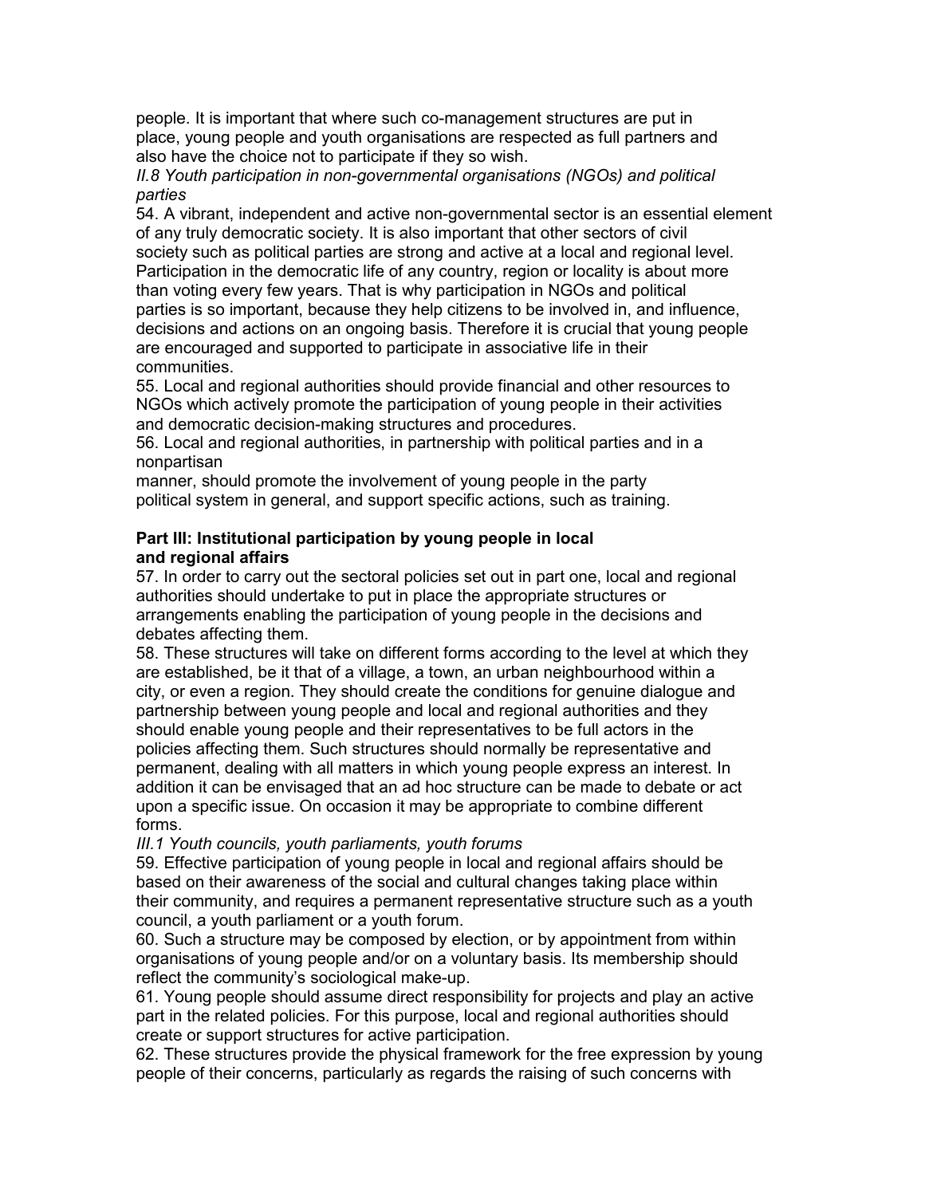people. It is important that where such co-management structures are put in place, young people and youth organisations are respected as full partners and also have the choice not to participate if they so wish.

*II.8 Youth participation in non-governmental organisations (NGOs) and political parties*

54. A vibrant, independent and active non-governmental sector is an essential element of any truly democratic society. It is also important that other sectors of civil society such as political parties are strong and active at a local and regional level. Participation in the democratic life of any country, region or locality is about more than voting every few years. That is why participation in NGOs and political parties is so important, because they help citizens to be involved in, and influence, decisions and actions on an ongoing basis. Therefore it is crucial that young people are encouraged and supported to participate in associative life in their communities.

55. Local and regional authorities should provide financial and other resources to NGOs which actively promote the participation of young people in their activities and democratic decision-making structures and procedures.

56. Local and regional authorities, in partnership with political parties and in a nonpartisan manner, should promote the involvement of young people in the party political system in general, and support specific actions, such as training.

## Part III: Institutional participation by young people in local and regional affairs

57. In order to carry out the sectoral policies set out in part one, local and regional authorities should undertake to put in place the appropriate structures or arrangements enabling the participation of young people in the decisions and debates affecting them.

58. These structures will take on different forms according to the level at which they are established, be it that of a village, a town, an urban neighbourhood within a city, or even a region. They should create the conditions for genuine dialogue and partnership between young people and local and regional authorities and they should enable young people and their representatives to be full actors in the policies affecting them. Such structures should normally be representative and permanent, dealing with all matters in which young people express an interest. In addition it can be envisaged that an ad hoc structure can be made to debate or act upon a specific issue. On occasion it may be appropriate to combine different forms.

*III.1 Youth councils, youth parliaments, youth forums*

59. Effective participation of young people in local and regional affairs should be based on their awareness of the social and cultural changes taking place within their community, and requires a permanent representative structure such as a youth council, a youth parliament or a youth forum.

60. Such a structure may be composed by election, or by appointment from within organisations of young people and/or on a voluntary basis. Its membership should reflect the community's sociological make-up.

61. Young people should assume direct responsibility for projects and play an active part in the related policies. For this purpose, local and regional authorities should create or support structures for active participation.

62. These structures provide the physical framework for the free expression by young people of their concerns, particularly as regards the raising of such concerns with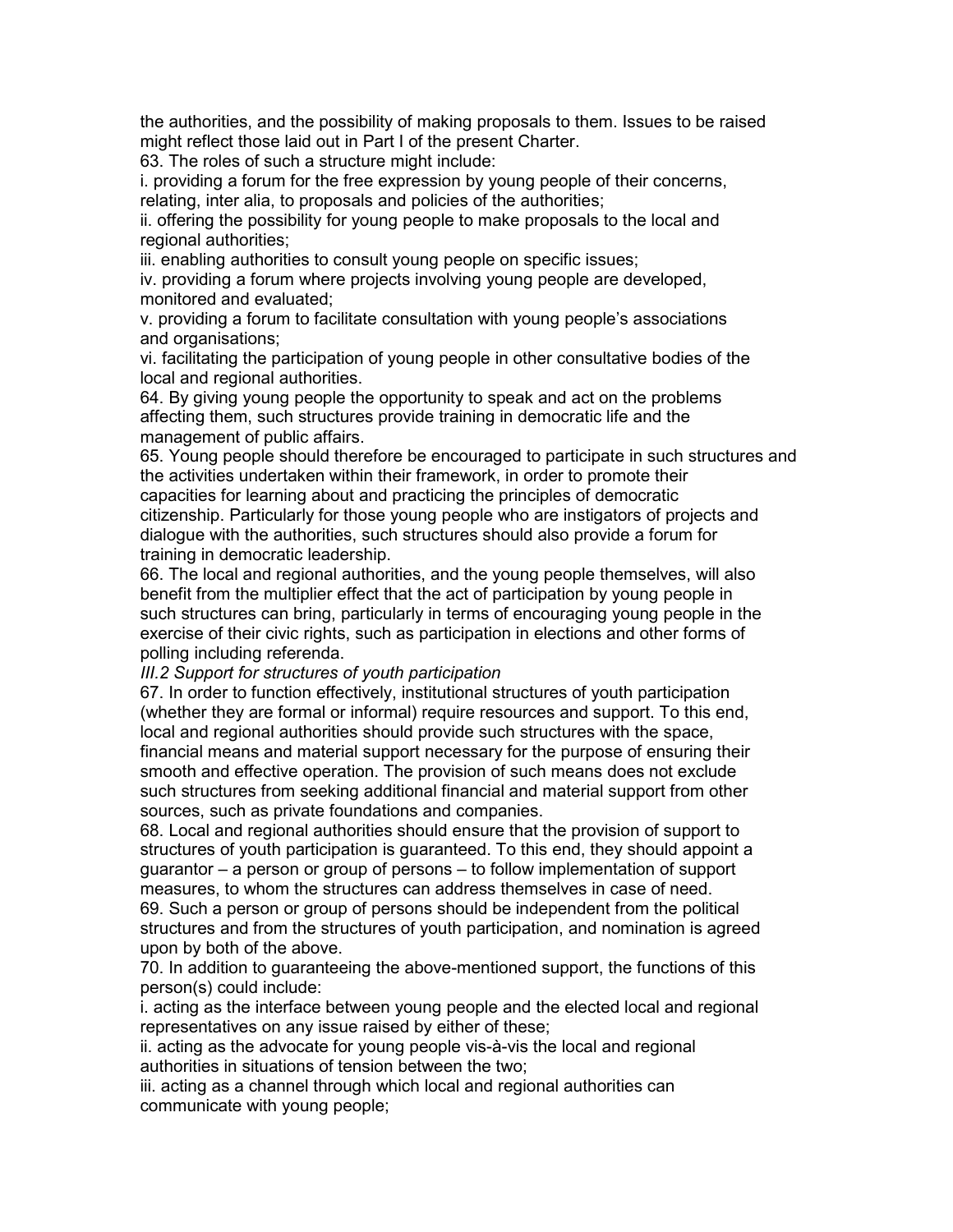the authorities, and the possibility of making proposals to them. Issues to be raised might reflect those laid out in Part I of the present Charter.

63. The roles of such a structure might include:

i. providing a forum for the free expression by young people of their concerns, relating, inter alia, to proposals and policies of the authorities;

ii. offering the possibility for young people to make proposals to the local and regional authorities;

iii. enabling authorities to consult young people on specific issues;

iv. providing a forum where projects involving young people are developed, monitored and evaluated;

v. providing a forum to facilitate consultation with young people's associations and organisations;

vi. facilitating the participation of young people in other consultative bodies of the local and regional authorities.

64. By giving young people the opportunity to speak and act on the problems affecting them, such structures provide training in democratic life and the management of public affairs.

65. Young people should therefore be encouraged to participate in such structures and the activities undertaken within their framework, in order to promote their capacities for learning about and practicing the principles of democratic citizenship. Particularly for those young people who are instigators of projects and dialogue with the authorities, such structures should also provide a forum for training in democratic leadership.

66. The local and regional authorities, and the young people themselves, will also benefit from the multiplier effect that the act of participation by young people in such structures can bring, particularly in terms of encouraging young people in the exercise of their civic rights, such as participation in elections and other forms of polling including referenda.

*III.2 Support for structures of youth participation*

67. In order to function effectively, institutional structures of youth participation (whether they are formal or informal) require resources and support. To this end, local and regional authorities should provide such structures with the space, financial means and material support necessary for the purpose of ensuring their smooth and effective operation. The provision of such means does not exclude such structures from seeking additional financial and material support from other sources, such as private foundations and companies.

68. Local and regional authorities should ensure that the provision of support to structures of youth participation is guaranteed. To this end, they should appoint a guarantor – a person or group of persons – to follow implementation of support measures, to whom the structures can address themselves in case of need.

69. Such a person or group of persons should be independent from the political structures and from the structures of youth participation, and nomination is agreed upon by both of the above.

70. In addition to guaranteeing the above-mentioned support, the functions of this person(s) could include:

i. acting as the interface between young people and the elected local and regional representatives on any issue raised by either of these;

ii. acting as the advocate for young people vis-à-vis the local and regional authorities in situations of tension between the two;

iii. acting as a channel through which local and regional authorities can communicate with young people;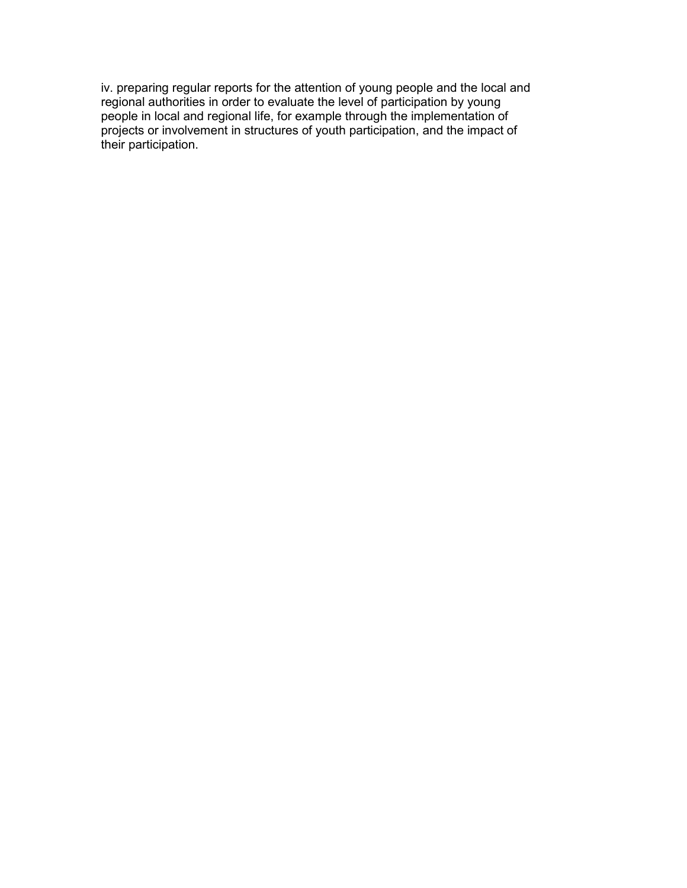iv. preparing regular reports for the attention of young people and the local and regional authorities in order to evaluate the level of participation by young people in local and regional life, for example through the implementation of projects or involvement in structures of youth participation, and the impact of their participation.